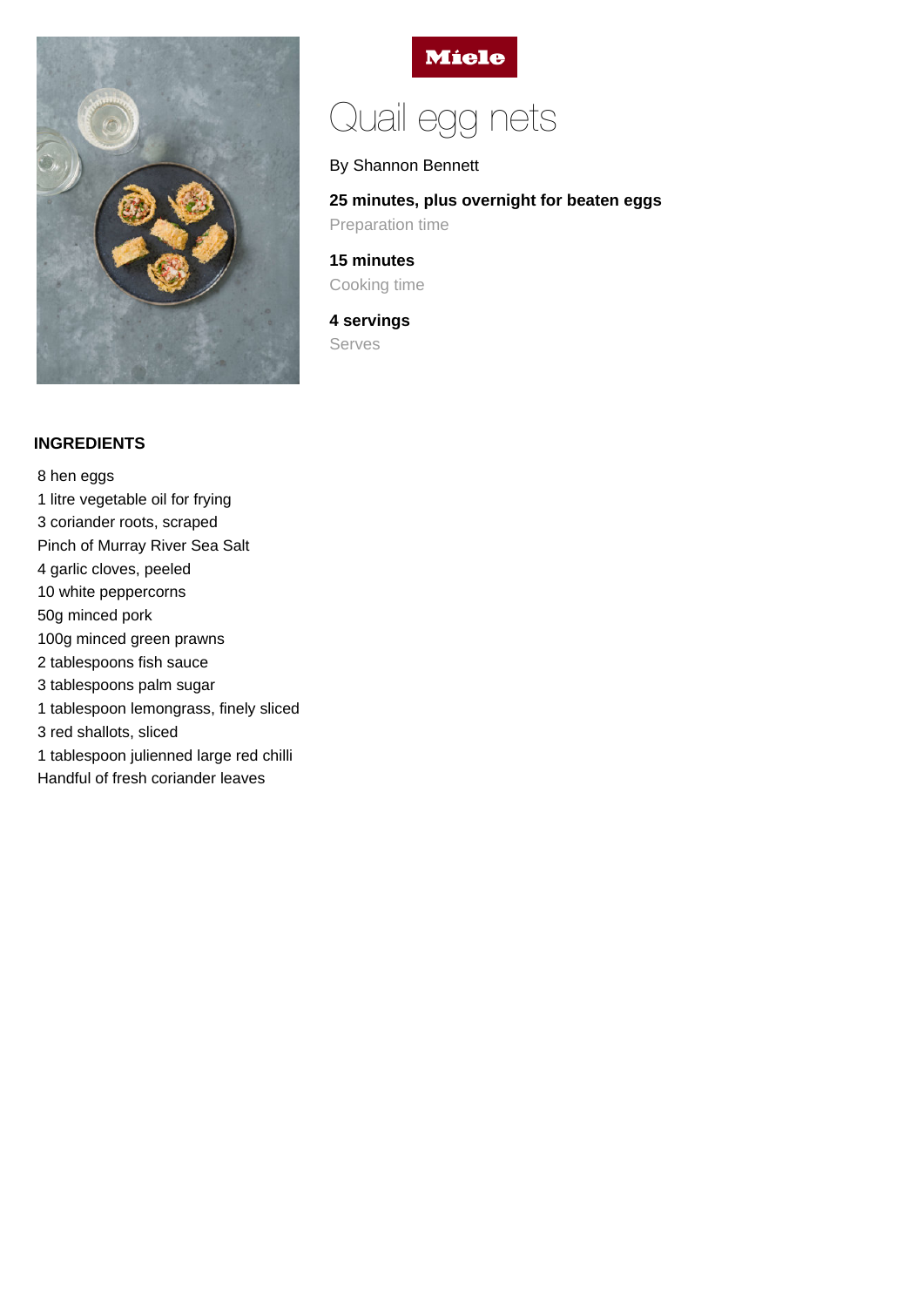Miele

# Quail egg nets

By Shannon Bennett

**25 minutes, plus overnight for beaten eggs**
Preparation time

**15 minutes**
Cooking time

**4 servings**
Serves

## INGREDIENTS

8 hen eggs
1 litre vegetable oil for frying
3 coriander roots, scraped
Pinch of Murray River Sea Salt
4 garlic cloves, peeled
10 white peppercorns
50g minced pork
100g minced green prawns
2 tablespoons fish sauce
3 tablespoons palm sugar
1 tablespoon lemongrass, finely sliced
3 red shallots, sliced
1 tablespoon julienned large red chilli
Handful of fresh coriander leaves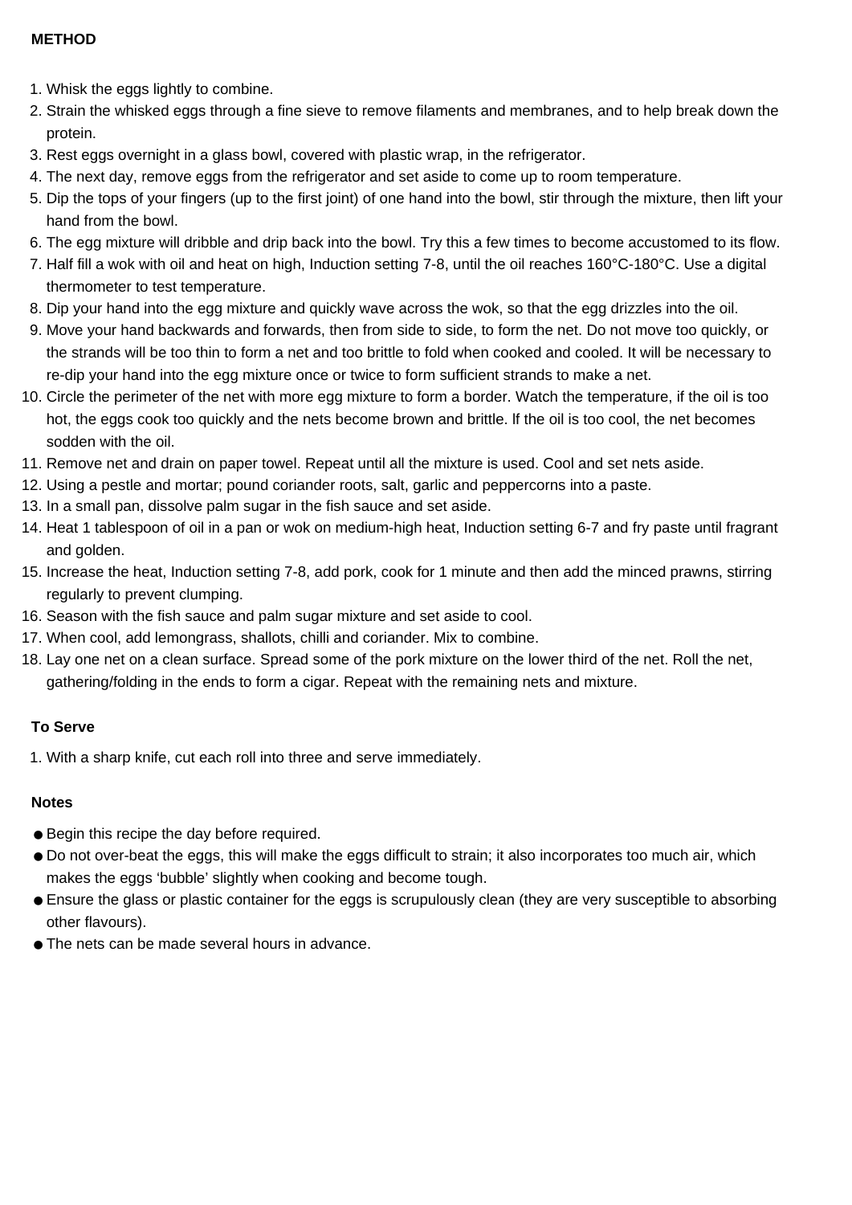**METHOD**

1. Whisk the eggs lightly to combine.
2. Strain the whisked eggs through a fine sieve to remove filaments and membranes, and to help break down the protein.
3. Rest eggs overnight in a glass bowl, covered with plastic wrap, in the refrigerator.
4. The next day, remove eggs from the refrigerator and set aside to come up to room temperature.
5. Dip the tops of your fingers (up to the first joint) of one hand into the bowl, stir through the mixture, then lift your hand from the bowl.
6. The egg mixture will dribble and drip back into the bowl. Try this a few times to become accustomed to its flow.
7. Half fill a wok with oil and heat on high, Induction setting 7-8, until the oil reaches 160°C-180°C. Use a digital thermometer to test temperature.
8. Dip your hand into the egg mixture and quickly wave across the wok, so that the egg drizzles into the oil.
9. Move your hand backwards and forwards, then from side to side, to form the net. Do not move too quickly, or the strands will be too thin to form a net and too brittle to fold when cooked and cooled. It will be necessary to re-dip your hand into the egg mixture once or twice to form sufficient strands to make a net.
10. Circle the perimeter of the net with more egg mixture to form a border. Watch the temperature, if the oil is too hot, the eggs cook too quickly and the nets become brown and brittle. If the oil is too cool, the net becomes sodden with the oil.
11. Remove net and drain on paper towel. Repeat until all the mixture is used. Cool and set nets aside.
12. Using a pestle and mortar; pound coriander roots, salt, garlic and peppercorns into a paste.
13. In a small pan, dissolve palm sugar in the fish sauce and set aside.
14. Heat 1 tablespoon of oil in a pan or wok on medium-high heat, Induction setting 6-7 and fry paste until fragrant and golden.
15. Increase the heat, Induction setting 7-8, add pork, cook for 1 minute and then add the minced prawns, stirring regularly to prevent clumping.
16. Season with the fish sauce and palm sugar mixture and set aside to cool.
17. When cool, add lemongrass, shallots, chilli and coriander. Mix to combine.
18. Lay one net on a clean surface. Spread some of the pork mixture on the lower third of the net. Roll the net, gathering/folding in the ends to form a cigar. Repeat with the remaining nets and mixture.

**To Serve**

1. With a sharp knife, cut each roll into three and serve immediately.

**Notes**

- Begin this recipe the day before required.
- Do not over-beat the eggs, this will make the eggs difficult to strain; it also incorporates too much air, which makes the eggs 'bubble' slightly when cooking and become tough.
- Ensure the glass or plastic container for the eggs is scrupulously clean (they are very susceptible to absorbing other flavours).
- The nets can be made several hours in advance.